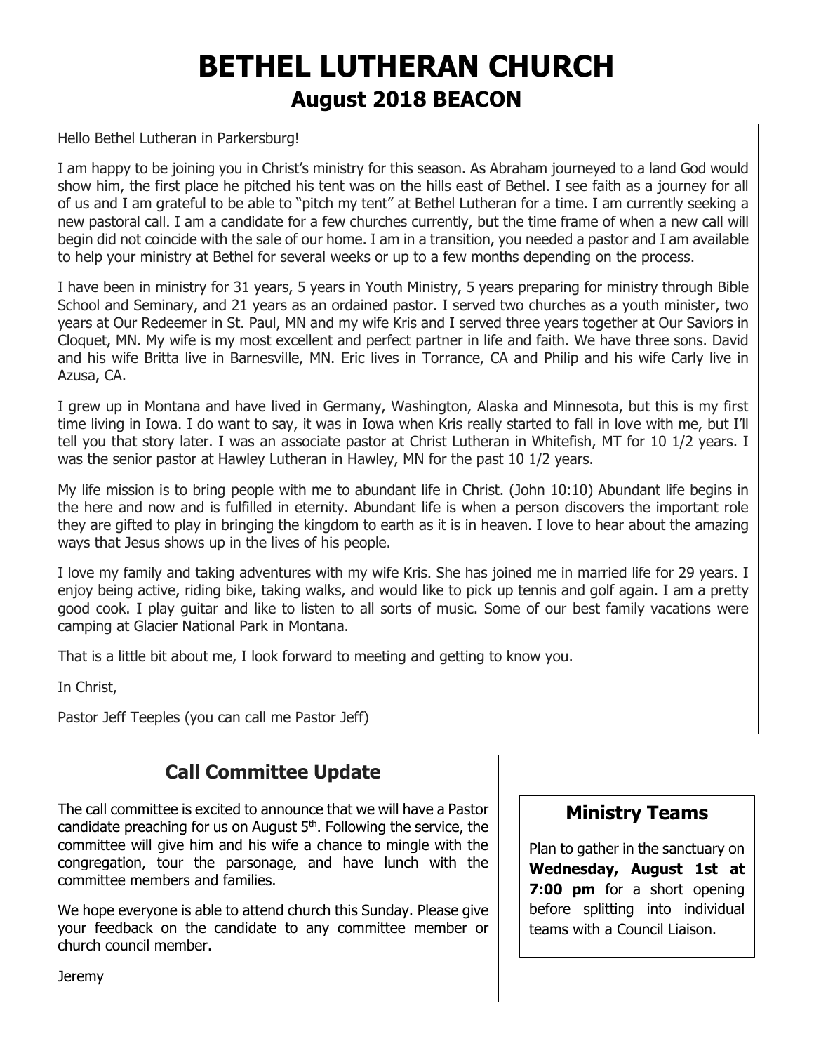# BETHEL LUTHERAN CHURCH

## August 2018 BEACON

Hello Bethel Lutheran in Parkersburg!

I am happy to be joining you in Christ's ministry for this season. As Abraham journeyed to a land God would show him, the first place he pitched his tent was on the hills east of Bethel. I see faith as a journey for all of us and I am grateful to be able to "pitch my tent" at Bethel Lutheran for a time. I am currently seeking a new pastoral call. I am a candidate for a few churches currently, but the time frame of when a new call will begin did not coincide with the sale of our home. I am in a transition, you needed a pastor and I am available to help your ministry at Bethel for several weeks or up to a few months depending on the process.

I have been in ministry for 31 years, 5 years in Youth Ministry, 5 years preparing for ministry through Bible School and Seminary, and 21 years as an ordained pastor. I served two churches as a youth minister, two years at Our Redeemer in St. Paul, MN and my wife Kris and I served three years together at Our Saviors in Cloquet, MN. My wife is my most excellent and perfect partner in life and faith. We have three sons. David and his wife Britta live in Barnesville, MN. Eric lives in Torrance, CA and Philip and his wife Carly live in Azusa, CA.

I grew up in Montana and have lived in Germany, Washington, Alaska and Minnesota, but this is my first time living in Iowa. I do want to say, it was in Iowa when Kris really started to fall in love with me, but I'll tell you that story later. I was an associate pastor at Christ Lutheran in Whitefish, MT for 10 1/2 years. I was the senior pastor at Hawley Lutheran in Hawley, MN for the past 10 1/2 years.

My life mission is to bring people with me to abundant life in Christ. (John 10:10) Abundant life begins in the here and now and is fulfilled in eternity. Abundant life is when a person discovers the important role they are gifted to play in bringing the kingdom to earth as it is in heaven. I love to hear about the amazing ways that Jesus shows up in the lives of his people.

I love my family and taking adventures with my wife Kris. She has joined me in married life for 29 years. I enjoy being active, riding bike, taking walks, and would like to pick up tennis and golf again. I am a pretty good cook. I play guitar and like to listen to all sorts of music. Some of our best family vacations were camping at Glacier National Park in Montana.

That is a little bit about me, I look forward to meeting and getting to know you.

In Christ,

Pastor Jeff Teeples (you can call me Pastor Jeff)

### Call Committee Update

The call committee is excited to announce that we will have a Pastor candidate preaching for us on August 5th. Following the service, the committee will give him and his wife a chance to mingle with the congregation, tour the parsonage, and have lunch with the committee members and families.

We hope everyone is able to attend church this Sunday. Please give your feedback on the candidate to any committee member or church council member.

Jeremy

### Ministry Teams

Plan to gather in the sanctuary on **Wednesday, August 1st at 7:00 pm** for a short opening before splitting into individual teams with a Council Liaison.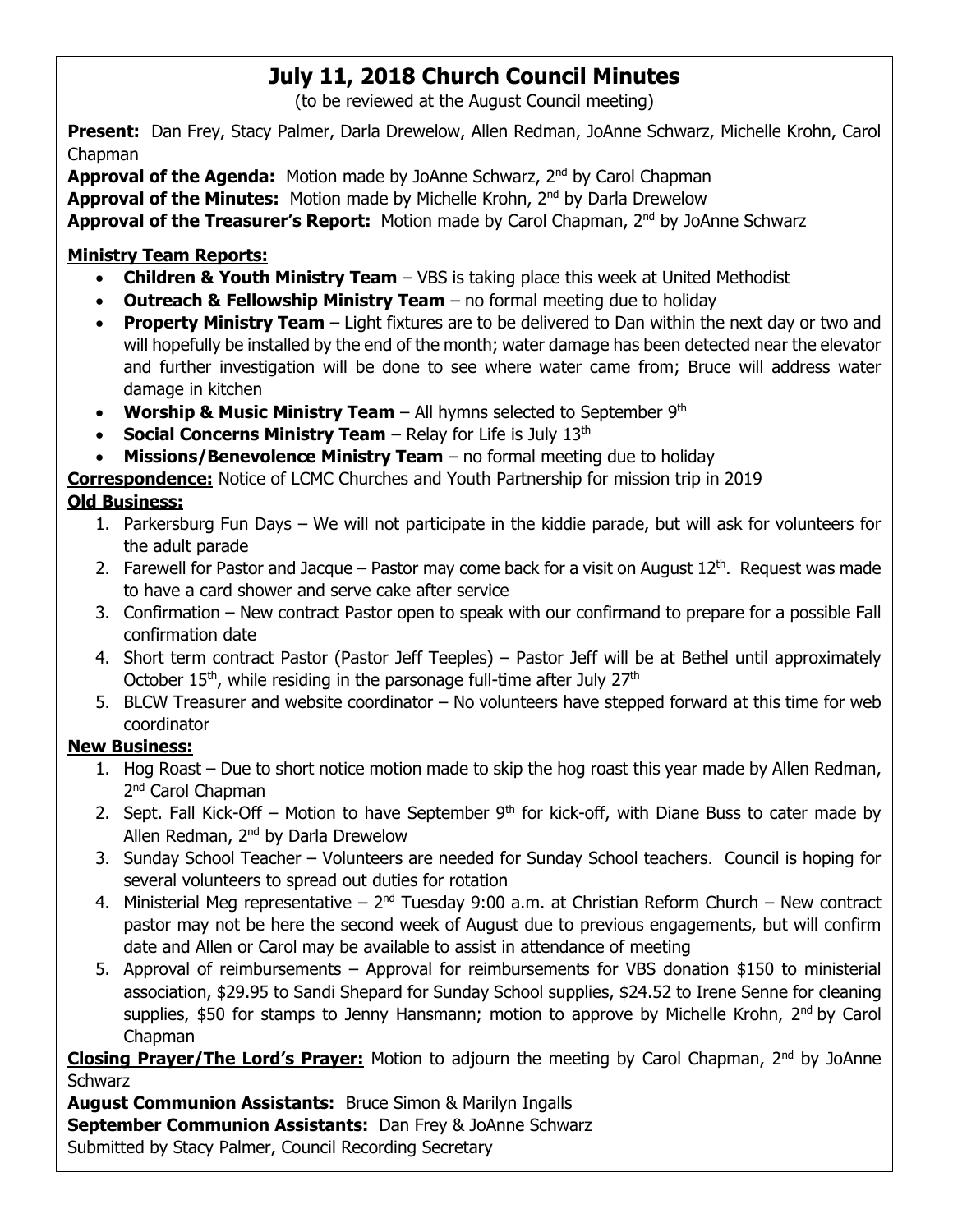# July 11, 2018 Church Council Minutes

(to be reviewed at the August Council meeting)

**Present:** Dan Frey, Stacy Palmer, Darla Drewelow, Allen Redman, JoAnne Schwarz, Michelle Krohn, Carol Chapman

**Approval of the Agenda:** Motion made by JoAnne Schwarz, 2nd by Carol Chapman

**Approval of the Minutes:** Motion made by Michelle Krohn, 2nd by Darla Drewelow

**Approval of the Treasurer's Report:** Motion made by Carol Chapman, 2nd by JoAnne Schwarz

**Ministry Team Reports:**

- **Children & Youth Ministry Team** – VBS is taking place this week at United Methodist
- **Outreach & Fellowship Ministry Team** – no formal meeting due to holiday
- **Property Ministry Team** – Light fixtures are to be delivered to Dan within the next day or two and will hopefully be installed by the end of the month; water damage has been detected near the elevator and further investigation will be done to see where water came from; Bruce will address water damage in kitchen
- **Worship & Music Ministry Team** – All hymns selected to September 9th
- **Social Concerns Ministry Team** – Relay for Life is July 13th
- **Missions/Benevolence Ministry Team** – no formal meeting due to holiday

**Correspondence:** Notice of LCMC Churches and Youth Partnership for mission trip in 2019

**Old Business:**

1. Parkersburg Fun Days – We will not participate in the kiddie parade, but will ask for volunteers for the adult parade
2. Farewell for Pastor and Jacque – Pastor may come back for a visit on August 12th. Request was made to have a card shower and serve cake after service
3. Confirmation – New contract Pastor open to speak with our confirmand to prepare for a possible Fall confirmation date
4. Short term contract Pastor (Pastor Jeff Teeples) – Pastor Jeff will be at Bethel until approximately October 15th, while residing in the parsonage full-time after July 27th
5. BLCW Treasurer and website coordinator – No volunteers have stepped forward at this time for web coordinator

**New Business:**

1. Hog Roast – Due to short notice motion made to skip the hog roast this year made by Allen Redman, 2nd Carol Chapman
2. Sept. Fall Kick-Off – Motion to have September 9th for kick-off, with Diane Buss to cater made by Allen Redman, 2nd by Darla Drewelow
3. Sunday School Teacher – Volunteers are needed for Sunday School teachers. Council is hoping for several volunteers to spread out duties for rotation
4. Ministerial Meg representative – 2nd Tuesday 9:00 a.m. at Christian Reform Church – New contract pastor may not be here the second week of August due to previous engagements, but will confirm date and Allen or Carol may be available to assist in attendance of meeting
5. Approval of reimbursements – Approval for reimbursements for VBS donation $150 to ministerial association, $29.95 to Sandi Shepard for Sunday School supplies, $24.52 to Irene Senne for cleaning supplies, $50 for stamps to Jenny Hansmann; motion to approve by Michelle Krohn, 2nd by Carol Chapman

**Closing Prayer/The Lord's Prayer:** Motion to adjourn the meeting by Carol Chapman, 2nd by JoAnne Schwarz

**August Communion Assistants:** Bruce Simon & Marilyn Ingalls

**September Communion Assistants:** Dan Frey & JoAnne Schwarz

Submitted by Stacy Palmer, Council Recording Secretary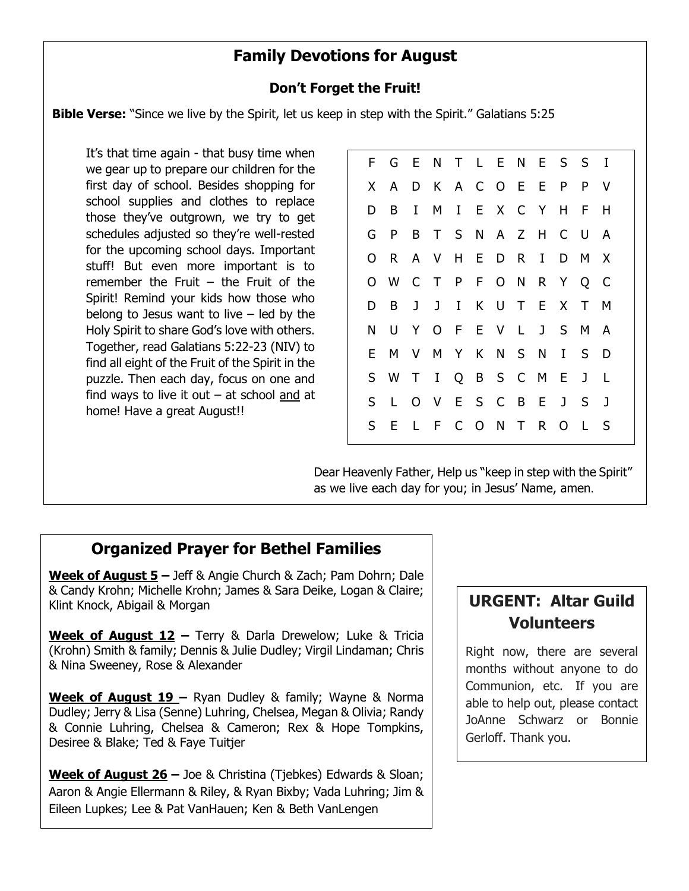## Family Devotions for August

### Don't Forget the Fruit!

**Bible Verse:** "Since we live by the Spirit, let us keep in step with the Spirit." Galatians 5:25

It's that time again - that busy time when we gear up to prepare our children for the first day of school. Besides shopping for school supplies and clothes to replace those they've outgrown, we try to get schedules adjusted so they're well-rested for the upcoming school days. Important stuff! But even more important is to remember the Fruit – the Fruit of the Spirit! Remind your kids how those who belong to Jesus want to live – led by the Holy Spirit to share God's love with others. Together, read Galatians 5:22-23 (NIV) to find all eight of the Fruit of the Spirit in the puzzle. Then each day, focus on one and find ways to live it out – at school and at home! Have a great August!!

```
F G E N T L E N E S S I
X A D K A C O E E P P V
D B I M I E X C Y H F H
G P B T S N A Z H C U A
O R A V H E D R I D M X
O W C T P F O N R Y Q C
D B J J I K U T E X T M
N U Y O F E V L J S M A
E M V M Y K N S N I S D
S W T I Q B S C M E J L
S L O V E S C B E J S J
S E L F C O N T R O L S
```

Dear Heavenly Father, Help us "keep in step with the Spirit" as we live each day for you; in Jesus' Name, amen.

## Organized Prayer for Bethel Families

**Week of August 5 –** Jeff & Angie Church & Zach; Pam Dohrn; Dale & Candy Krohn; Michelle Krohn; James & Sara Deike, Logan & Claire; Klint Knock, Abigail & Morgan

**Week of August 12 –** Terry & Darla Drewelow; Luke & Tricia (Krohn) Smith & family; Dennis & Julie Dudley; Virgil Lindaman; Chris & Nina Sweeney, Rose & Alexander

**Week of August 19 –** Ryan Dudley & family; Wayne & Norma Dudley; Jerry & Lisa (Senne) Luhring, Chelsea, Megan & Olivia; Randy & Connie Luhring, Chelsea & Cameron; Rex & Hope Tompkins, Desiree & Blake; Ted & Faye Tuitjer

**Week of August 26 –** Joe & Christina (Tjebkes) Edwards & Sloan; Aaron & Angie Ellermann & Riley, & Ryan Bixby; Vada Luhring; Jim & Eileen Lupkes; Lee & Pat VanHauen; Ken & Beth VanLengen

## URGENT: Altar Guild Volunteers

Right now, there are several months without anyone to do Communion, etc. If you are able to help out, please contact JoAnne Schwarz or Bonnie Gerloff. Thank you.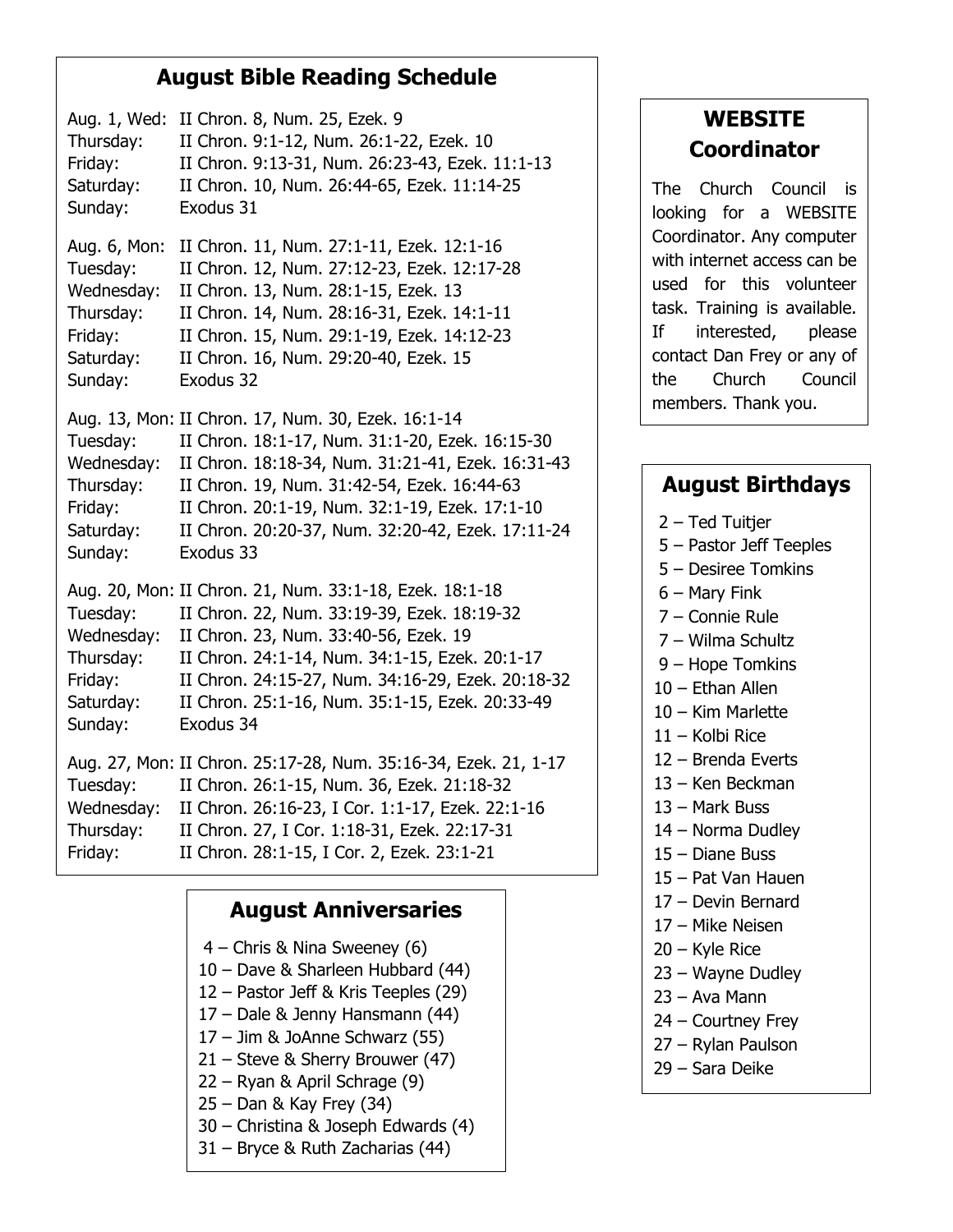## August Bible Reading Schedule

Aug. 1, Wed: II Chron. 8, Num. 25, Ezek. 9
Thursday: II Chron. 9:1-12, Num. 26:1-22, Ezek. 10
Friday: II Chron. 9:13-31, Num. 26:23-43, Ezek. 11:1-13
Saturday: II Chron. 10, Num. 26:44-65, Ezek. 11:14-25
Sunday: Exodus 31

Aug. 6, Mon: II Chron. 11, Num. 27:1-11, Ezek. 12:1-16
Tuesday: II Chron. 12, Num. 27:12-23, Ezek. 12:17-28
Wednesday: II Chron. 13, Num. 28:1-15, Ezek. 13
Thursday: II Chron. 14, Num. 28:16-31, Ezek. 14:1-11
Friday: II Chron. 15, Num. 29:1-19, Ezek. 14:12-23
Saturday: II Chron. 16, Num. 29:20-40, Ezek. 15
Sunday: Exodus 32

Aug. 13, Mon: II Chron. 17, Num. 30, Ezek. 16:1-14
Tuesday: II Chron. 18:1-17, Num. 31:1-20, Ezek. 16:15-30
Wednesday: II Chron. 18:18-34, Num. 31:21-41, Ezek. 16:31-43
Thursday: II Chron. 19, Num. 31:42-54, Ezek. 16:44-63
Friday: II Chron. 20:1-19, Num. 32:1-19, Ezek. 17:1-10
Saturday: II Chron. 20:20-37, Num. 32:20-42, Ezek. 17:11-24
Sunday: Exodus 33

Aug. 20, Mon: II Chron. 21, Num. 33:1-18, Ezek. 18:1-18
Tuesday: II Chron. 22, Num. 33:19-39, Ezek. 18:19-32
Wednesday: II Chron. 23, Num. 33:40-56, Ezek. 19
Thursday: II Chron. 24:1-14, Num. 34:1-15, Ezek. 20:1-17
Friday: II Chron. 24:15-27, Num. 34:16-29, Ezek. 20:18-32
Saturday: II Chron. 25:1-16, Num. 35:1-15, Ezek. 20:33-49
Sunday: Exodus 34

Aug. 27, Mon: II Chron. 25:17-28, Num. 35:16-34, Ezek. 21, 1-17
Tuesday: II Chron. 26:1-15, Num. 36, Ezek. 21:18-32
Wednesday: II Chron. 26:16-23, I Cor. 1:1-17, Ezek. 22:1-16
Thursday: II Chron. 27, I Cor. 1:18-31, Ezek. 22:17-31
Friday: II Chron. 28:1-15, I Cor. 2, Ezek. 23:1-21

## August Anniversaries

4 – Chris & Nina Sweeney (6)
10 – Dave & Sharleen Hubbard (44)
12 – Pastor Jeff & Kris Teeples (29)
17 – Dale & Jenny Hansmann (44)
17 – Jim & JoAnne Schwarz (55)
21 – Steve & Sherry Brouwer (47)
22 – Ryan & April Schrage (9)
25 – Dan & Kay Frey (34)
30 – Christina & Joseph Edwards (4)
31 – Bryce & Ruth Zacharias (44)

## WEBSITE Coordinator

The Church Council is looking for a WEBSITE Coordinator. Any computer with internet access can be used for this volunteer task. Training is available. If interested, please contact Dan Frey or any of the Church Council members. Thank you.

## August Birthdays

2 – Ted Tuitjer
5 – Pastor Jeff Teeples
5 – Desiree Tomkins
6 – Mary Fink
7 – Connie Rule
7 – Wilma Schultz
9 – Hope Tomkins
10 – Ethan Allen
10 – Kim Marlette
11 – Kolbi Rice
12 – Brenda Everts
13 – Ken Beckman
13 – Mark Buss
14 – Norma Dudley
15 – Diane Buss
15 – Pat Van Hauen
17 – Devin Bernard
17 – Mike Neisen
20 – Kyle Rice
23 – Wayne Dudley
23 – Ava Mann
24 – Courtney Frey
27 – Rylan Paulson
29 – Sara Deike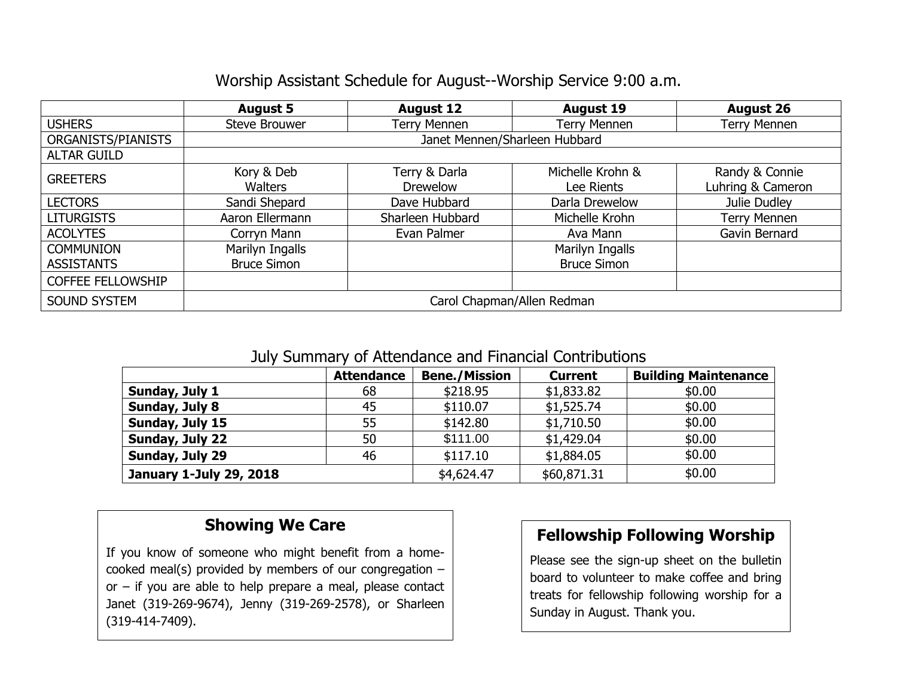## Worship Assistant Schedule for August--Worship Service 9:00 a.m.

| | August 5 | August 12 | August 19 | August 26 |
|---|---|---|---|---|
| USHERS | Steve Brouwer | Terry Mennen | Terry Mennen | Terry Mennen |
| ORGANISTS/PIANISTS | Janet Mennen/Sharleen Hubbard | | | |
| ALTAR GUILD | | | | |
| GREETERS | Kory & Deb Walters | Terry & Darla Drewelow | Michelle Krohn & Lee Rients | Randy & Connie Luhring & Cameron |
| LECTORS | Sandi Shepard | Dave Hubbard | Darla Drewelow | Julie Dudley |
| LITURGISTS | Aaron Ellermann | Sharleen Hubbard | Michelle Krohn | Terry Mennen |
| ACOLYTES | Corryn Mann | Evan Palmer | Ava Mann | Gavin Bernard |
| COMMUNION ASSISTANTS | Marilyn Ingalls Bruce Simon | | Marilyn Ingalls Bruce Simon | |
| COFFEE FELLOWSHIP | | | | |
| SOUND SYSTEM | Carol Chapman/Allen Redman | | | |

## July Summary of Attendance and Financial Contributions

| | Attendance | Bene./Mission | Current | Building Maintenance |
|---|---|---|---|---|
| **Sunday, July 1** | 68 | $218.95 | $1,833.82 | $0.00 |
| **Sunday, July 8** | 45 | $110.07 | $1,525.74 | $0.00 |
| **Sunday, July 15** | 55 | $142.80 | $1,710.50 | $0.00 |
| **Sunday, July 22** | 50 | $111.00 | $1,429.04 | $0.00 |
| **Sunday, July 29** | 46 | $117.10 | $1,884.05 | $0.00 |
| **January 1-July 29, 2018** | | $4,624.47 | $60,871.31 | $0.00 |

### Showing We Care

If you know of someone who might benefit from a home-cooked meal(s) provided by members of our congregation – or – if you are able to help prepare a meal, please contact Janet (319-269-9674), Jenny (319-269-2578), or Sharleen (319-414-7409).

### Fellowship Following Worship

Please see the sign-up sheet on the bulletin board to volunteer to make coffee and bring treats for fellowship following worship for a Sunday in August. Thank you.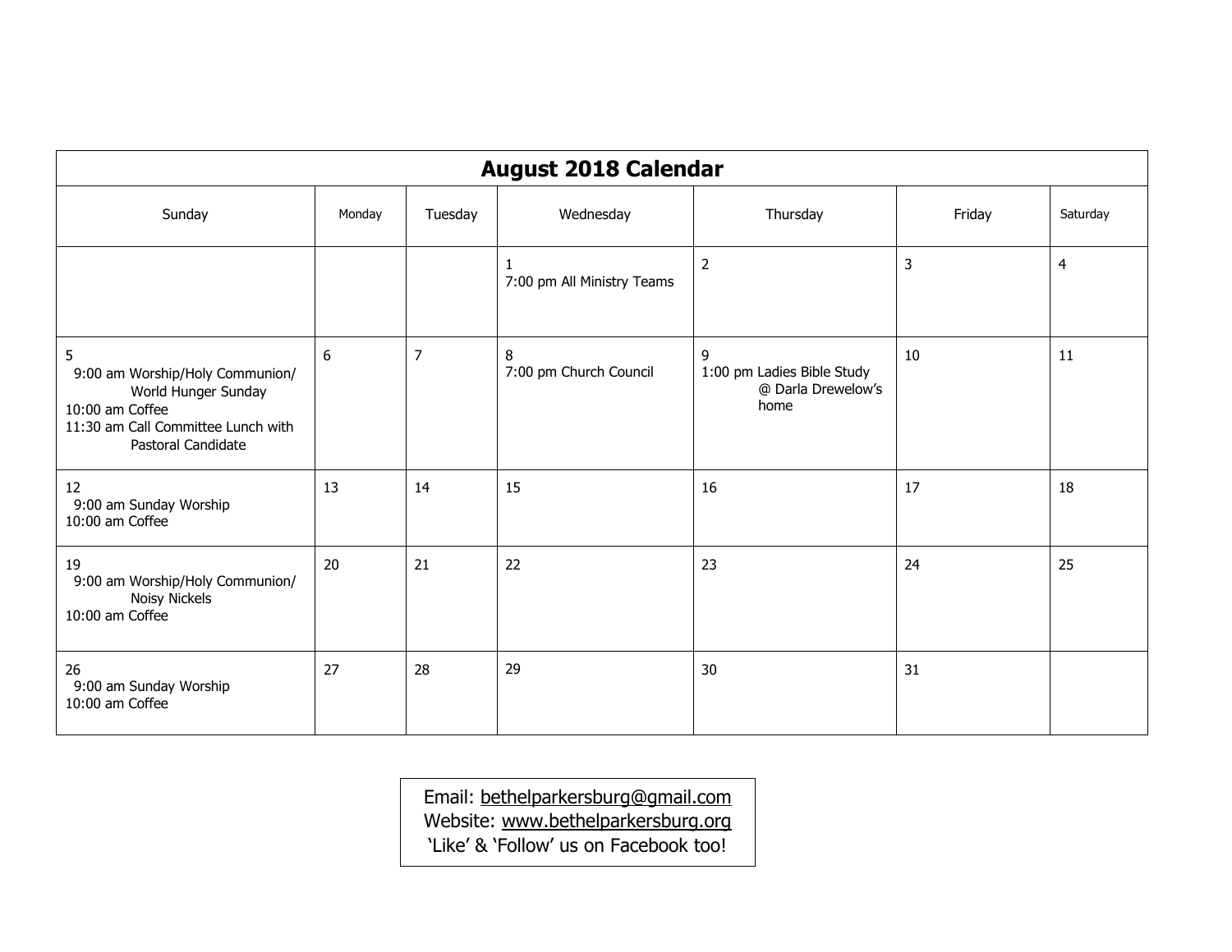| August 2018 Calendar | | | | | | |
|---|---|---|---|---|---|---|
| Sunday | Monday | Tuesday | Wednesday | Thursday | Friday | Saturday |
| | | | 1<br>7:00 pm All Ministry Teams | 2 | 3 | 4 |
| 5<br>9:00 am Worship/Holy Communion/ World Hunger Sunday<br>10:00 am Coffee<br>11:30 am Call Committee Lunch with Pastoral Candidate | 6 | 7 | 8<br>7:00 pm Church Council | 9<br>1:00 pm Ladies Bible Study @ Darla Drewelow's home | 10 | 11 |
| 12<br>9:00 am Sunday Worship<br>10:00 am Coffee | 13 | 14 | 15 | 16 | 17 | 18 |
| 19<br>9:00 am Worship/Holy Communion/ Noisy Nickels<br>10:00 am Coffee | 20 | 21 | 22 | 23 | 24 | 25 |
| 26<br>9:00 am Sunday Worship<br>10:00 am Coffee | 27 | 28 | 29 | 30 | 31 | |

Email: bethelparkersburg@gmail.com
Website: www.bethelparkersburg.org
'Like' & 'Follow' us on Facebook too!